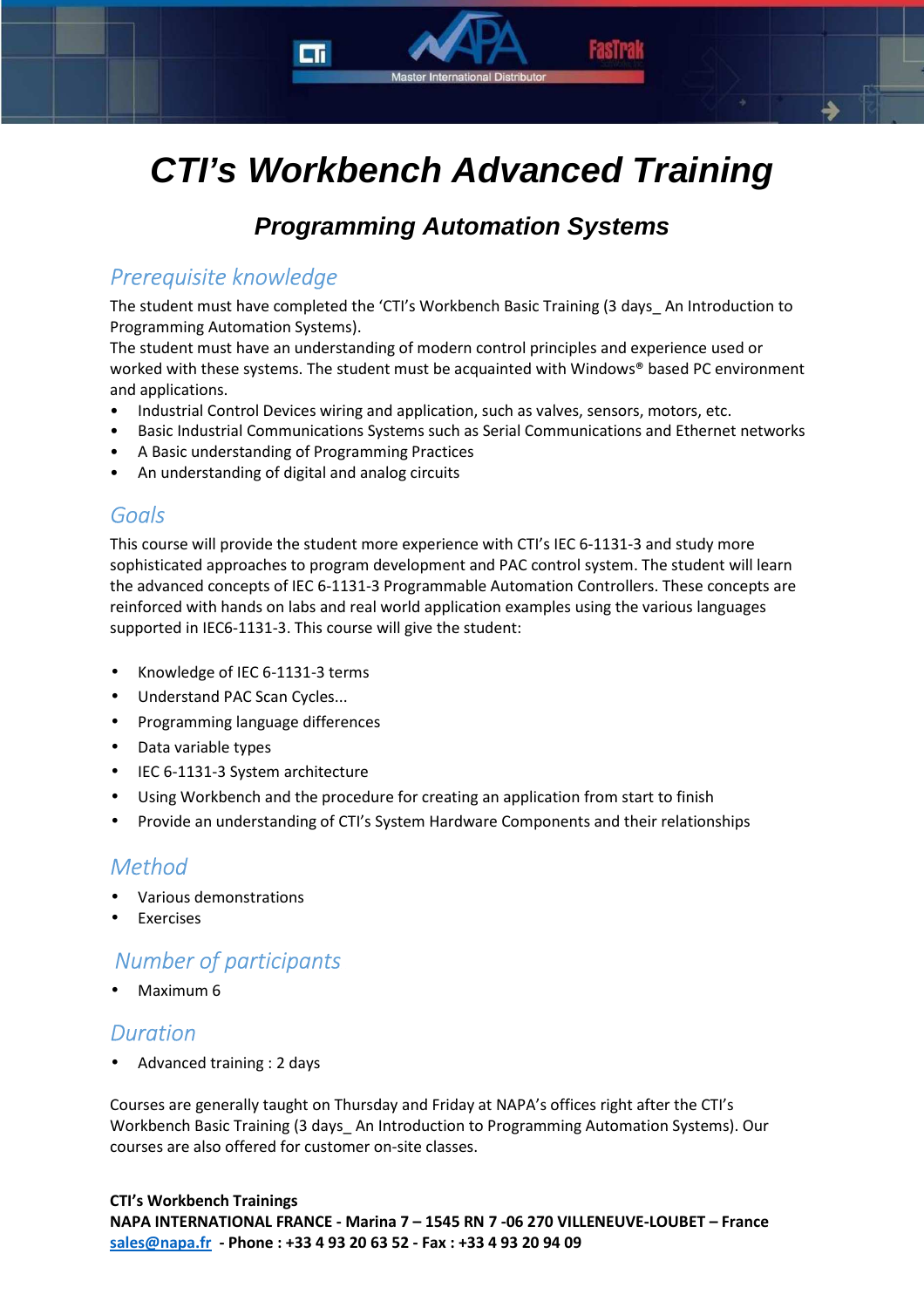# CTI's Workbench Advanced Training

## *Programming Automation Systems*

### *Prerequisite knowledge*

The student must have completed the 'CTI's Workbench Basic Training (3 days_ An Introduction to Programming Automation Systems).
The student must have an understanding of modern control principles and experience used or worked with these systems. The student must be acquainted with Windows® based PC environment and applications.

- Industrial Control Devices wiring and application, such as valves, sensors, motors, etc.
- Basic Industrial Communications Systems such as Serial Communications and Ethernet networks
- A Basic understanding of Programming Practices
- An understanding of digital and analog circuits

### *Goals*

This course will provide the student more experience with CTI's IEC 6-1131-3 and study more sophisticated approaches to program development and PAC control system. The student will learn the advanced concepts of IEC 6-1131-3 Programmable Automation Controllers. These concepts are reinforced with hands on labs and real world application examples using the various languages supported in IEC6-1131-3. This course will give the student:

- Knowledge of IEC 6-1131-3 terms
- Understand PAC Scan Cycles...
- Programming language differences
- Data variable types
- IEC 6-1131-3 System architecture
- Using Workbench and the procedure for creating an application from start to finish
- Provide an understanding of CTI's System Hardware Components and their relationships

### *Method*

- Various demonstrations
- Exercises

### *Number of participants*

- Maximum 6

### *Duration*

- Advanced training : 2 days

Courses are generally taught on Thursday and Friday at NAPA's offices right after the CTI's Workbench Basic Training (3 days_ An Introduction to Programming Automation Systems). Our courses are also offered for customer on-site classes.

**CTI's Workbench Trainings**
**NAPA INTERNATIONAL FRANCE - Marina 7 – 1545 RN 7 -06 270 VILLENEUVE-LOUBET – France**
**sales@napa.fr - Phone : +33 4 93 20 63 52 - Fax : +33 4 93 20 94 09**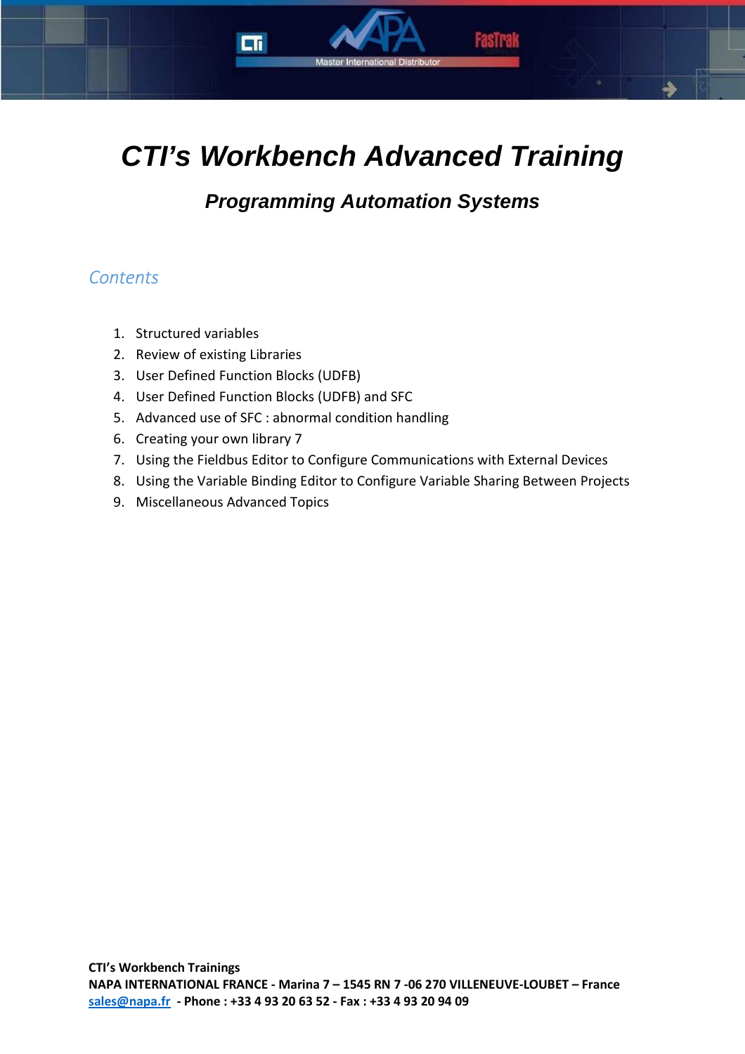# CTI's Workbench Advanced Training

## Programming Automation Systems

### Contents

1. Structured variables
2. Review of existing Libraries
3. User Defined Function Blocks (UDFB)
4. User Defined Function Blocks (UDFB) and SFC
5. Advanced use of SFC : abnormal condition handling
6. Creating your own library 7
7. Using the Fieldbus Editor to Configure Communications with External Devices
8. Using the Variable Binding Editor to Configure Variable Sharing Between Projects
9. Miscellaneous Advanced Topics

**CTI's Workbench Trainings**
**NAPA INTERNATIONAL FRANCE - Marina 7 – 1545 RN 7 -06 270 VILLENEUVE-LOUBET – France**
sales@napa.fr **- Phone : +33 4 93 20 63 52 - Fax : +33 4 93 20 94 09**